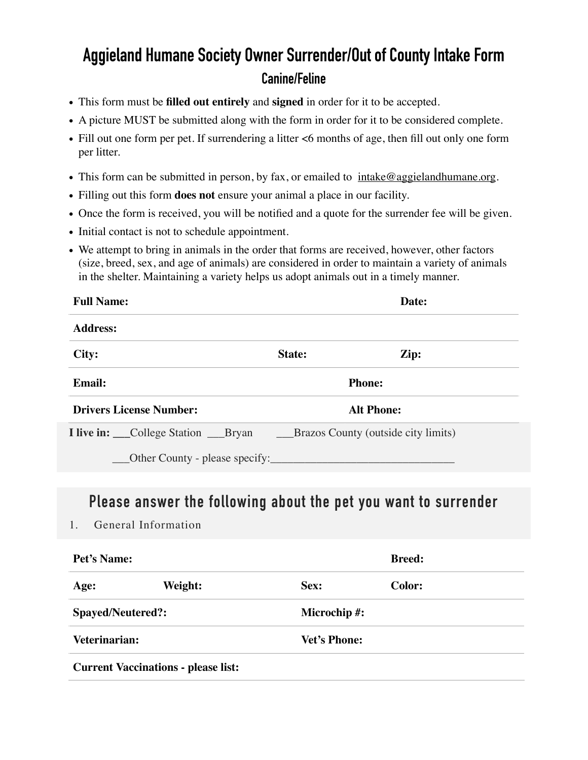# Aggieland Humane Society Owner Surrender/Out of County Intake Form

## Canine/Feline

- This form must be **filled out entirely** and **signed** in order for it to be accepted.
- A picture MUST be submitted along with the form in order for it to be considered complete.
- Fill out one form per pet. If surrendering a litter <6 months of age, then fill out only one form per litter.
- This form can be submitted in person, by fax, or emailed to intake@aggielandhumane.org.
- Filling out this form **does not** ensure your animal a place in our facility.
- Once the form is received, you will be notified and a quote for the surrender fee will be given.
- Initial contact is not to schedule appointment.
- We attempt to bring in animals in the order that forms are received, however, other factors (size, breed, sex, and age of animals) are considered in order to maintain a variety of animals in the shelter. Maintaining a variety helps us adopt animals out in a timely manner.

| **Full Name:** | | **Date:** |
|---|---|---|
| **Address:** | | |
| **City:** | **State:** | **Zip:** |
| **Email:** | | **Phone:** |
| **Drivers License Number:** | | **Alt Phone:** |

**I live in:** ___College Station ___Bryan ___Brazos County (outside city limits)

___Other County - please specify:_______________________________

## Please answer the following about the pet you want to surrender

1. General Information

| **Pet's Name:** | | | **Breed:** |
|---|---|---|---|
| **Age:** | **Weight:** | **Sex:** | **Color:** |
| **Spayed/Neutered?:** | | **Microchip #:** | |
| **Veterinarian:** | | **Vet's Phone:** | |
| **Current Vaccinations - please list:** | | | |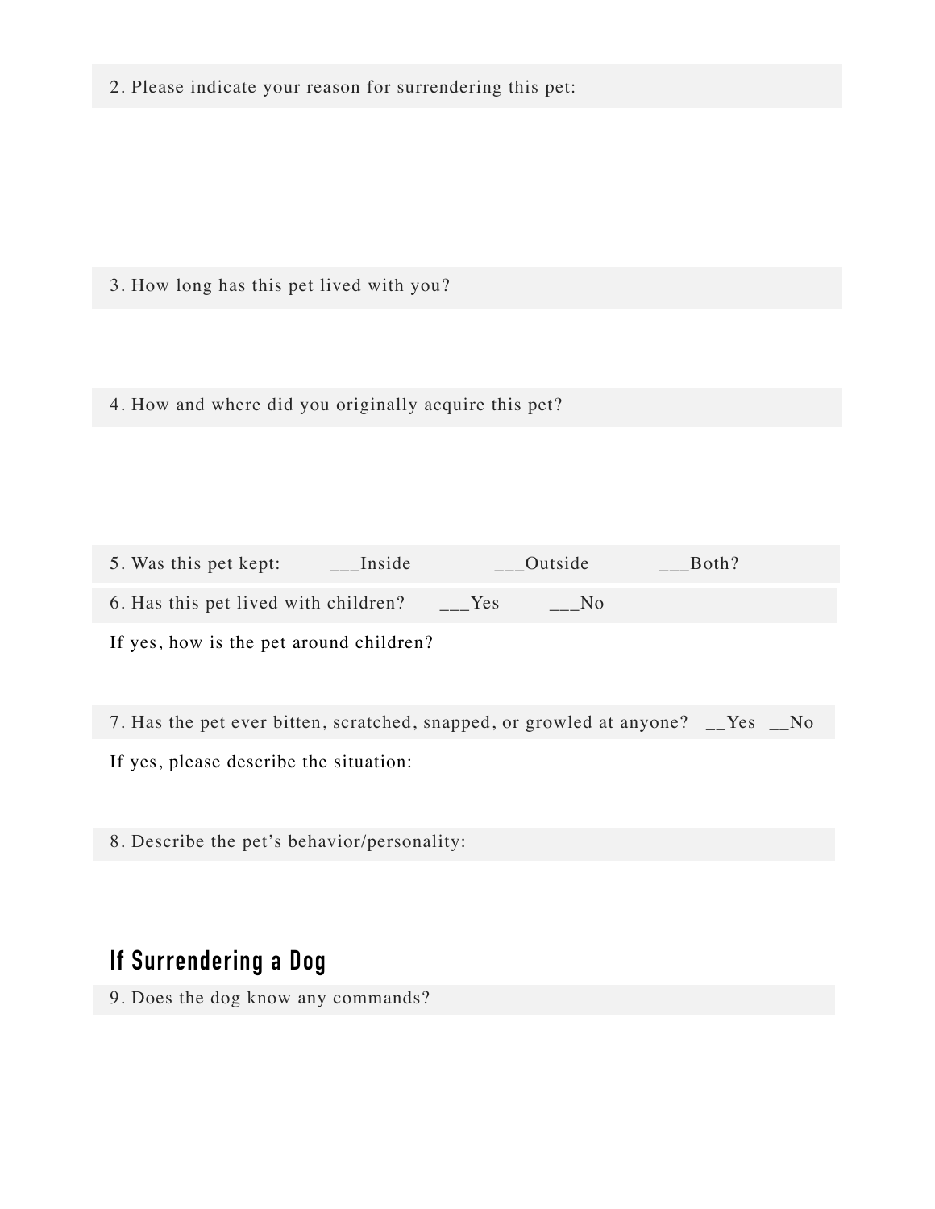2. Please indicate your reason for surrendering this pet:

3. How long has this pet lived with you?

4. How and where did you originally acquire this pet?

5. Was this pet kept: ___Inside ___Outside ___Both?

6. Has this pet lived with children? ___Yes ___No

If yes, how is the pet around children?

7. Has the pet ever bitten, scratched, snapped, or growled at anyone? __Yes __No

If yes, please describe the situation:

8. Describe the pet's behavior/personality:

## If Surrendering a Dog

9. Does the dog know any commands?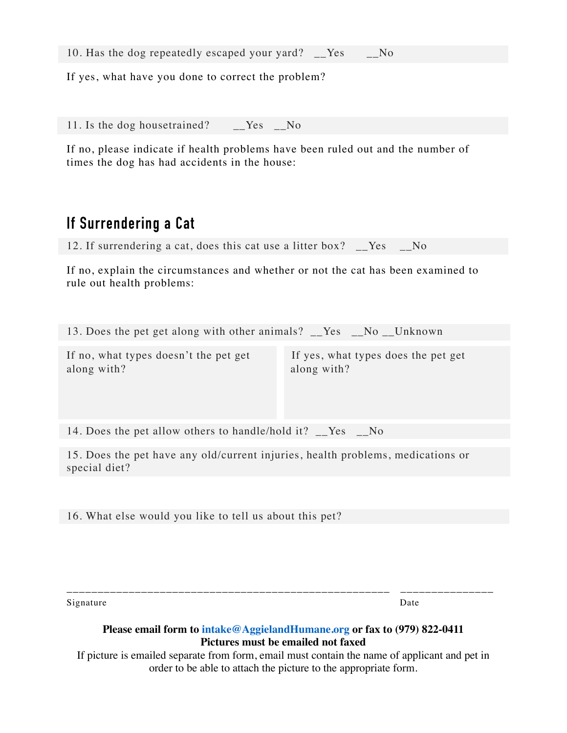10. Has the dog repeatedly escaped your yard? __Yes __No

If yes, what have you done to correct the problem?

11. Is the dog housetrained? __Yes __No

If no, please indicate if health problems have been ruled out and the number of times the dog has had accidents in the house:

## If Surrendering a Cat

12. If surrendering a cat, does this cat use a litter box? __Yes __No

If no, explain the circumstances and whether or not the cat has been examined to rule out health problems:

13. Does the pet get along with other animals? __Yes __No __Unknown

| If no, what types doesn't the pet get along with? | If yes, what types does the pet get along with? |
| --- | --- |
| | |

14. Does the pet allow others to handle/hold it? __Yes __No

15. Does the pet have any old/current injuries, health problems, medications or special diet?

16. What else would you like to tell us about this pet?

______________________________________________________ _______________

Signature Date

**Please email form to intake@AggielandHumane.org or fax to (979) 822-0411**

**Pictures must be emailed not faxed**

If picture is emailed separate from form, email must contain the name of applicant and pet in order to be able to attach the picture to the appropriate form.